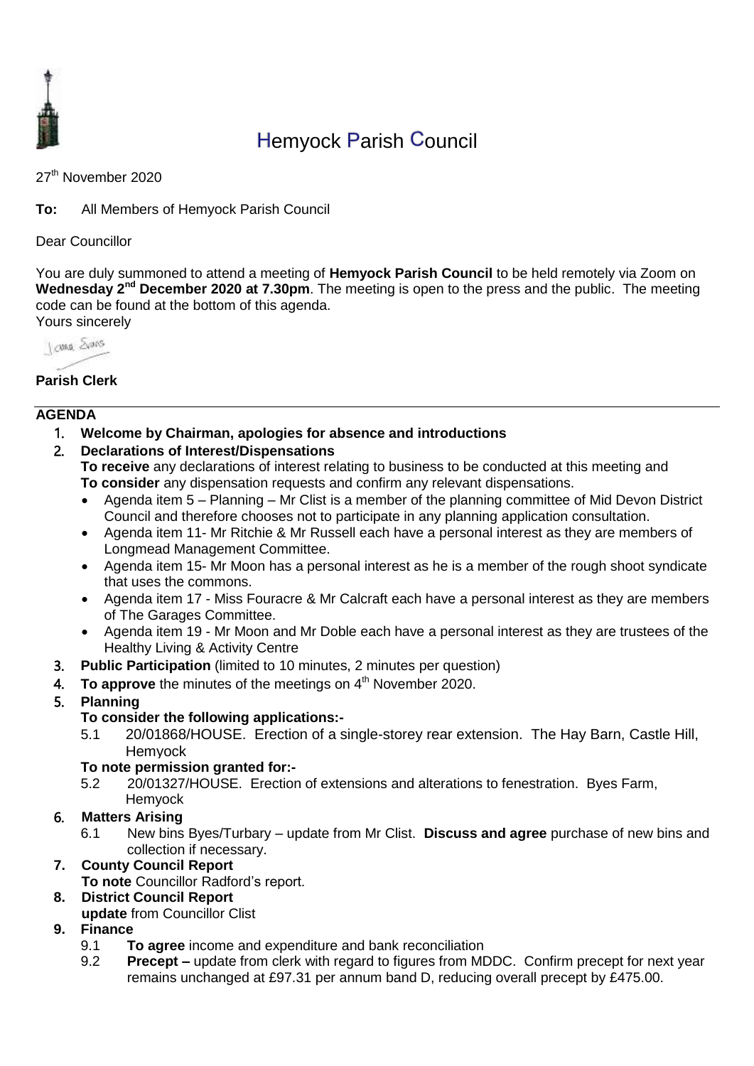# Hemyock Parish Council

27th November 2020

**To:** All Members of Hemyock Parish Council

Dear Councillor

You are duly summoned to attend a meeting of **Hemyock Parish Council** to be held remotely via Zoom on **Wednesday 2nd December 2020 at 7.30pm**. The meeting is open to the press and the public. The meeting code can be found at the bottom of this agenda.

Yours sincerely

**Parish Clerk**

---

## AGENDA

1. **Welcome by Chairman, apologies for absence and introductions**
2. **Declarations of Interest/Dispensations**
   **To receive** any declarations of interest relating to business to be conducted at this meeting and **To consider** any dispensation requests and confirm any relevant dispensations.
   - Agenda item 5 – Planning – Mr Clist is a member of the planning committee of Mid Devon District Council and therefore chooses not to participate in any planning application consultation.
   - Agenda item 11- Mr Ritchie & Mr Russell each have a personal interest as they are members of Longmead Management Committee.
   - Agenda item 15- Mr Moon has a personal interest as he is a member of the rough shoot syndicate that uses the commons.
   - Agenda item 17 - Miss Fouracre & Mr Calcraft each have a personal interest as they are members of The Garages Committee.
   - Agenda item 19 - Mr Moon and Mr Doble each have a personal interest as they are trustees of the Healthy Living & Activity Centre
3. **Public Participation** (limited to 10 minutes, 2 minutes per question)
4. **To approve** the minutes of the meetings on 4th November 2020.
5. **Planning**
   **To consider the following applications:-**
   5.1 20/01868/HOUSE. Erection of a single-storey rear extension. The Hay Barn, Castle Hill, Hemyock
   **To note permission granted for:-**
   5.2 20/01327/HOUSE. Erection of extensions and alterations to fenestration. Byes Farm, Hemyock
6. **Matters Arising**
   6.1 New bins Byes/Turbary – update from Mr Clist. **Discuss and agree** purchase of new bins and collection if necessary.
7. **County Council Report**
   **To note** Councillor Radford's report.
8. **District Council Report**
   **update** from Councillor Clist
9. **Finance**
   9.1 **To agree** income and expenditure and bank reconciliation
   9.2 **Precept –** update from clerk with regard to figures from MDDC. Confirm precept for next year remains unchanged at £97.31 per annum band D, reducing overall precept by £475.00.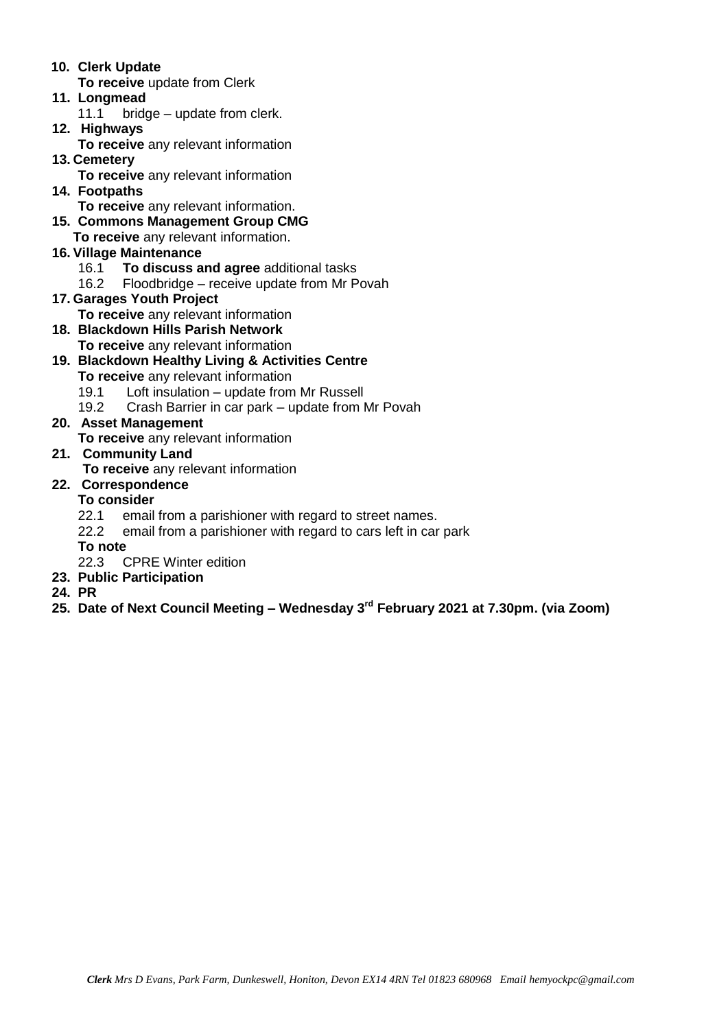**10. Clerk Update**

**To receive** update from Clerk

**11. Longmead**

11.1 bridge – update from clerk.

**12. Highways**

**To receive** any relevant information

**13. Cemetery**

**To receive** any relevant information

**14. Footpaths**

**To receive** any relevant information.

**15. Commons Management Group CMG**

**To receive** any relevant information.

**16. Village Maintenance**

16.1 **To discuss and agree** additional tasks

16.2 Floodbridge – receive update from Mr Povah

**17. Garages Youth Project**

**To receive** any relevant information

**18. Blackdown Hills Parish Network**

**To receive** any relevant information

**19. Blackdown Healthy Living & Activities Centre**

**To receive** any relevant information

19.1 Loft insulation – update from Mr Russell

19.2 Crash Barrier in car park – update from Mr Povah

**20. Asset Management**

**To receive** any relevant information

**21. Community Land**

**To receive** any relevant information

**22. Correspondence**

**To consider**

22.1 email from a parishioner with regard to street names.

22.2 email from a parishioner with regard to cars left in car park

**To note**

22.3 CPRE Winter edition

**23. Public Participation**

**24. PR**

**25. Date of Next Council Meeting – Wednesday 3rd February 2021 at 7.30pm. (via Zoom)**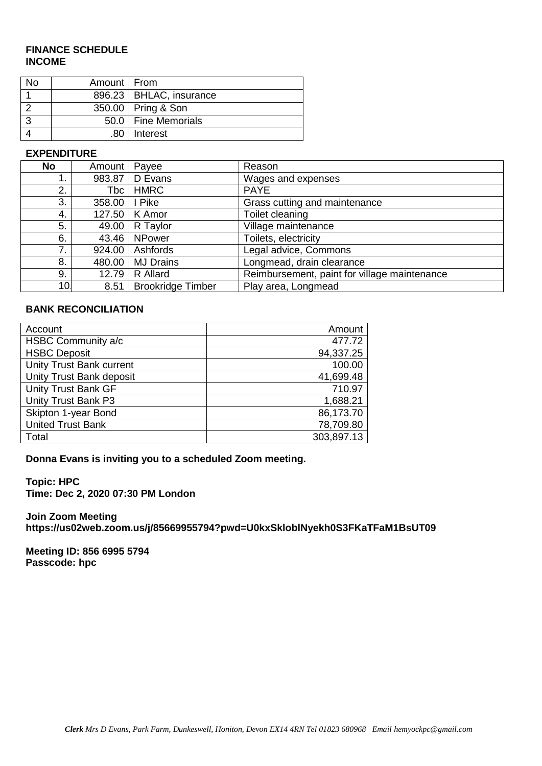**FINANCE SCHEDULE**
**INCOME**

| No | Amount | From |
|---|---|---|
| 1 | 896.23 | BHLAC, insurance |
| 2 | 350.00 | Pring & Son |
| 3 | 50.0 | Fine Memorials |
| 4 | .80 | Interest |

**EXPENDITURE**

| No | Amount | Payee | Reason |
|---|---|---|---|
| 1. | 983.87 | D Evans | Wages and expenses |
| 2. | Tbc | HMRC | PAYE |
| 3. | 358.00 | I Pike | Grass cutting and maintenance |
| 4. | 127.50 | K Amor | Toilet cleaning |
| 5. | 49.00 | R Taylor | Village maintenance |
| 6. | 43.46 | NPower | Toilets, electricity |
| 7. | 924.00 | Ashfords | Legal advice, Commons |
| 8. | 480.00 | MJ Drains | Longmead, drain clearance |
| 9. | 12.79 | R Allard | Reimbursement, paint for village maintenance |
| 10. | 8.51 | Brookridge Timber | Play area, Longmead |

**BANK RECONCILIATION**

| Account | Amount |
|---|---|
| HSBC Community a/c | 477.72 |
| HSBC Deposit | 94,337.25 |
| Unity Trust Bank current | 100.00 |
| Unity Trust Bank deposit | 41,699.48 |
| Unity Trust Bank GF | 710.97 |
| Unity Trust Bank P3 | 1,688.21 |
| Skipton 1-year Bond | 86,173.70 |
| United Trust Bank | 78,709.80 |
| Total | 303,897.13 |

**Donna Evans is inviting you to a scheduled Zoom meeting.**

**Topic: HPC**
**Time: Dec 2, 2020 07:30 PM London**

**Join Zoom Meeting**
**https://us02web.zoom.us/j/85669955794?pwd=U0kxSkloblNyekh0S3FKaTFaM1BsUT09**

**Meeting ID: 856 6995 5794**
**Passcode: hpc**

*Clerk Mrs D Evans, Park Farm, Dunkeswell, Honiton, Devon EX14 4RN Tel 01823 680968 Email hemyockpc@gmail.com*